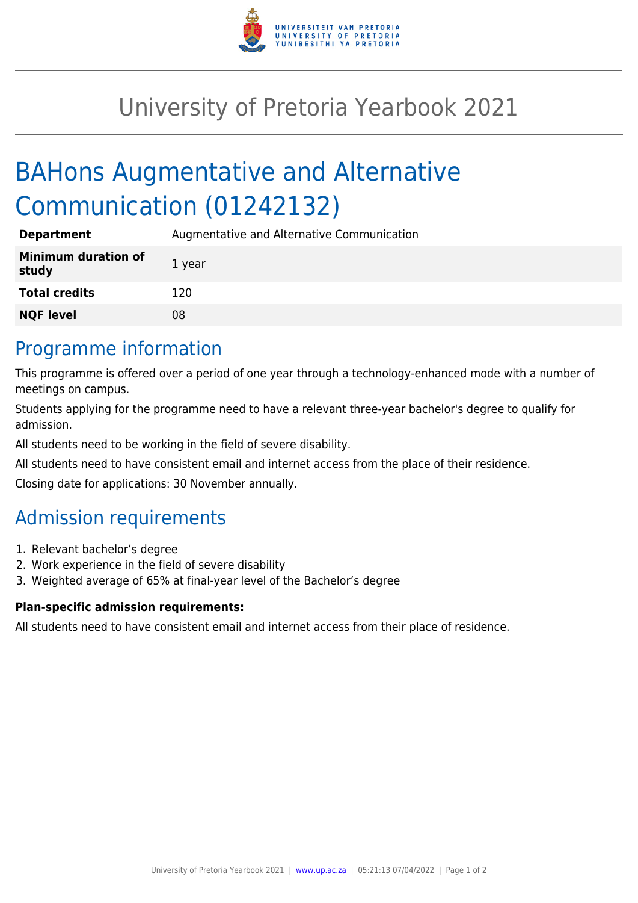# University of Pretoria Yearbook 2021

## BAHons Augmentative and Alternative Communication (01242132)

| | |
|---|---|
| **Department** | Augmentative and Alternative Communication |
| **Minimum duration of study** | 1 year |
| **Total credits** | 120 |
| **NQF level** | 08 |

## Programme information

This programme is offered over a period of one year through a technology-enhanced mode with a number of meetings on campus.

Students applying for the programme need to have a relevant three-year bachelor's degree to qualify for admission.

All students need to be working in the field of severe disability.

All students need to have consistent email and internet access from the place of their residence.

Closing date for applications: 30 November annually.

## Admission requirements

1. Relevant bachelor's degree
2. Work experience in the field of severe disability
3. Weighted average of 65% at final-year level of the Bachelor's degree

### Plan-specific admission requirements:

All students need to have consistent email and internet access from their place of residence.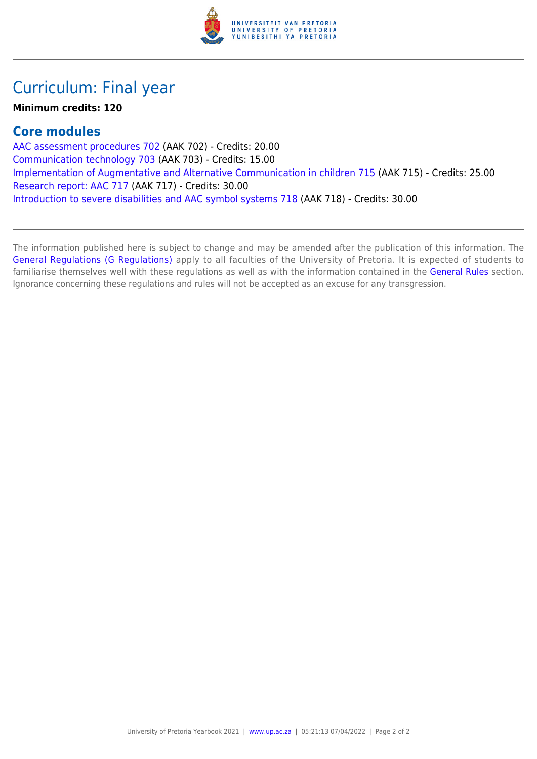# Curriculum: Final year

**Minimum credits: 120**

## Core modules

AAC assessment procedures 702 (AAK 702) - Credits: 20.00
Communication technology 703 (AAK 703) - Credits: 15.00
Implementation of Augmentative and Alternative Communication in children 715 (AAK 715) - Credits: 25.00
Research report: AAC 717 (AAK 717) - Credits: 30.00
Introduction to severe disabilities and AAC symbol systems 718 (AAK 718) - Credits: 30.00

The information published here is subject to change and may be amended after the publication of this information. The General Regulations (G Regulations) apply to all faculties of the University of Pretoria. It is expected of students to familiarise themselves well with these regulations as well as with the information contained in the General Rules section. Ignorance concerning these regulations and rules will not be accepted as an excuse for any transgression.